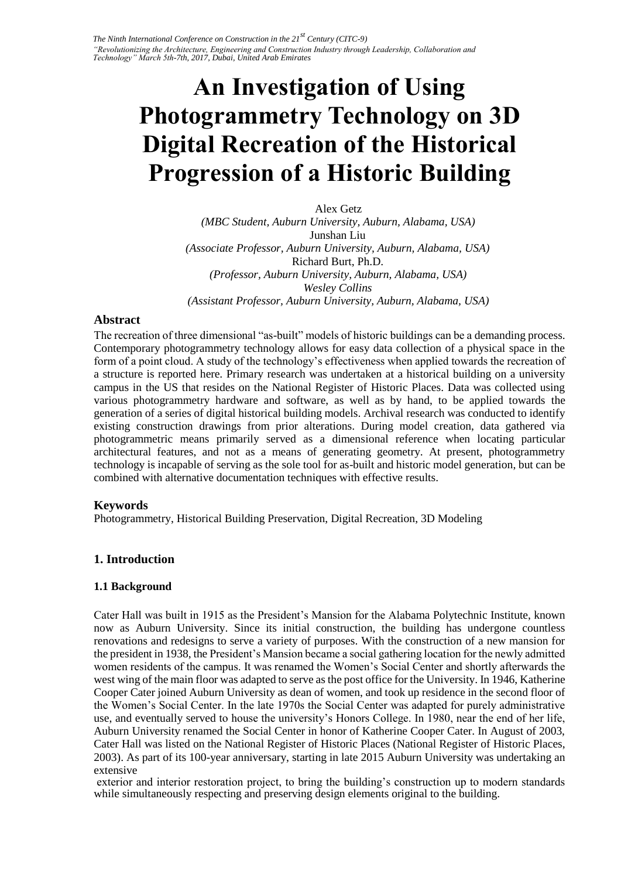# An Investigation of Using Photogrammetry Technology on 3D Digital Recreation of the Historical Progression of a Historic Building

Alex Getz
*(MBC Student, Auburn University, Auburn, Alabama, USA)*
Junshan Liu
*(Associate Professor, Auburn University, Auburn, Alabama, USA)*
Richard Burt, Ph.D.
*(Professor, Auburn University, Auburn, Alabama, USA)*
*Wesley Collins*
*(Assistant Professor, Auburn University, Auburn, Alabama, USA)*

### Abstract

The recreation of three dimensional "as-built" models of historic buildings can be a demanding process. Contemporary photogrammetry technology allows for easy data collection of a physical space in the form of a point cloud. A study of the technology's effectiveness when applied towards the recreation of a structure is reported here. Primary research was undertaken at a historical building on a university campus in the US that resides on the National Register of Historic Places. Data was collected using various photogrammetry hardware and software, as well as by hand, to be applied towards the generation of a series of digital historical building models. Archival research was conducted to identify existing construction drawings from prior alterations. During model creation, data gathered via photogrammetric means primarily served as a dimensional reference when locating particular architectural features, and not as a means of generating geometry. At present, photogrammetry technology is incapable of serving as the sole tool for as-built and historic model generation, but can be combined with alternative documentation techniques with effective results.

### Keywords

Photogrammetry, Historical Building Preservation, Digital Recreation, 3D Modeling

## 1. Introduction

### 1.1 Background

Cater Hall was built in 1915 as the President's Mansion for the Alabama Polytechnic Institute, known now as Auburn University. Since its initial construction, the building has undergone countless renovations and redesigns to serve a variety of purposes. With the construction of a new mansion for the president in 1938, the President's Mansion became a social gathering location for the newly admitted women residents of the campus. It was renamed the Women's Social Center and shortly afterwards the west wing of the main floor was adapted to serve as the post office for the University. In 1946, Katherine Cooper Cater joined Auburn University as dean of women, and took up residence in the second floor of the Women's Social Center. In the late 1970s the Social Center was adapted for purely administrative use, and eventually served to house the university's Honors College. In 1980, near the end of her life, Auburn University renamed the Social Center in honor of Katherine Cooper Cater. In August of 2003, Cater Hall was listed on the National Register of Historic Places (National Register of Historic Places, 2003). As part of its 100-year anniversary, starting in late 2015 Auburn University was undertaking an extensive exterior and interior restoration project, to bring the building's construction up to modern standards while simultaneously respecting and preserving design elements original to the building.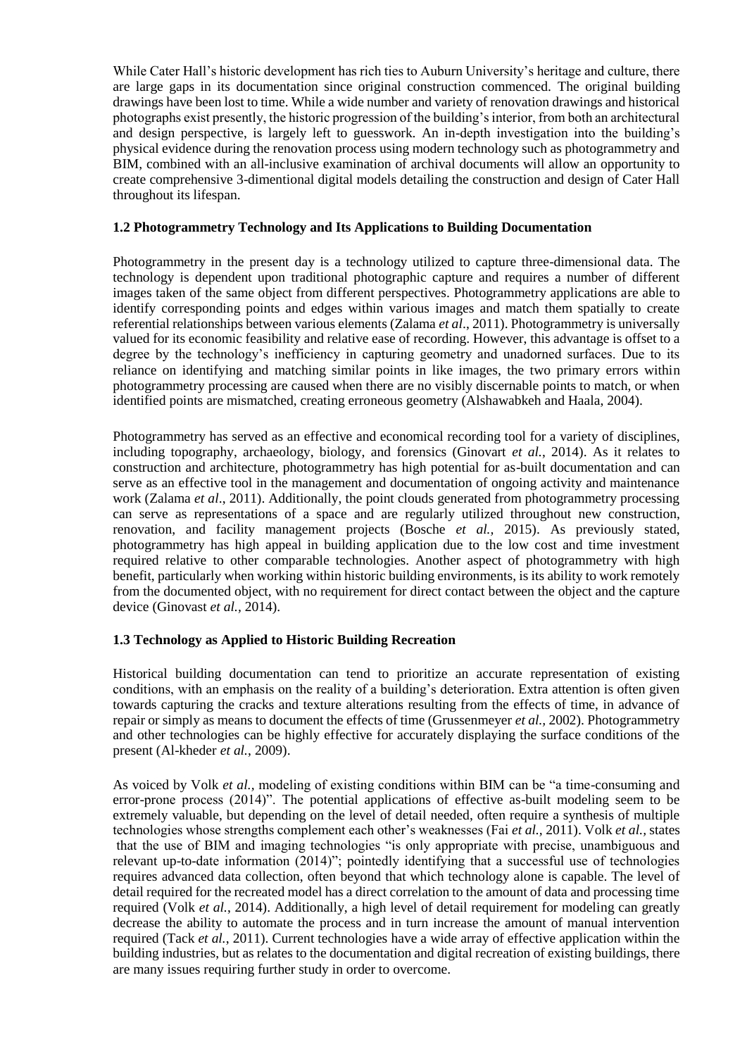While Cater Hall's historic development has rich ties to Auburn University's heritage and culture, there are large gaps in its documentation since original construction commenced. The original building drawings have been lost to time. While a wide number and variety of renovation drawings and historical photographs exist presently, the historic progression of the building's interior, from both an architectural and design perspective, is largely left to guesswork. An in-depth investigation into the building's physical evidence during the renovation process using modern technology such as photogrammetry and BIM, combined with an all-inclusive examination of archival documents will allow an opportunity to create comprehensive 3-dimentional digital models detailing the construction and design of Cater Hall throughout its lifespan.

### 1.2 Photogrammetry Technology and Its Applications to Building Documentation

Photogrammetry in the present day is a technology utilized to capture three-dimensional data. The technology is dependent upon traditional photographic capture and requires a number of different images taken of the same object from different perspectives. Photogrammetry applications are able to identify corresponding points and edges within various images and match them spatially to create referential relationships between various elements (Zalama *et al*., 2011). Photogrammetry is universally valued for its economic feasibility and relative ease of recording. However, this advantage is offset to a degree by the technology's inefficiency in capturing geometry and unadorned surfaces. Due to its reliance on identifying and matching similar points in like images, the two primary errors within photogrammetry processing are caused when there are no visibly discernable points to match, or when identified points are mismatched, creating erroneous geometry (Alshawabkeh and Haala, 2004).

Photogrammetry has served as an effective and economical recording tool for a variety of disciplines, including topography, archaeology, biology, and forensics (Ginovart *et al.*, 2014). As it relates to construction and architecture, photogrammetry has high potential for as-built documentation and can serve as an effective tool in the management and documentation of ongoing activity and maintenance work (Zalama *et al*., 2011). Additionally, the point clouds generated from photogrammetry processing can serve as representations of a space and are regularly utilized throughout new construction, renovation, and facility management projects (Bosche *et al.*, 2015). As previously stated, photogrammetry has high appeal in building application due to the low cost and time investment required relative to other comparable technologies. Another aspect of photogrammetry with high benefit, particularly when working within historic building environments, is its ability to work remotely from the documented object, with no requirement for direct contact between the object and the capture device (Ginovast *et al.*, 2014).

### 1.3 Technology as Applied to Historic Building Recreation

Historical building documentation can tend to prioritize an accurate representation of existing conditions, with an emphasis on the reality of a building's deterioration. Extra attention is often given towards capturing the cracks and texture alterations resulting from the effects of time, in advance of repair or simply as means to document the effects of time (Grussenmeyer *et al.*, 2002). Photogrammetry and other technologies can be highly effective for accurately displaying the surface conditions of the present (Al-kheder *et al.*, 2009).

As voiced by Volk *et al.*, modeling of existing conditions within BIM can be "a time-consuming and error-prone process (2014)". The potential applications of effective as-built modeling seem to be extremely valuable, but depending on the level of detail needed, often require a synthesis of multiple technologies whose strengths complement each other's weaknesses (Fai *et al.*, 2011). Volk *et al.*, states that the use of BIM and imaging technologies "is only appropriate with precise, unambiguous and relevant up-to-date information (2014)"; pointedly identifying that a successful use of technologies requires advanced data collection, often beyond that which technology alone is capable. The level of detail required for the recreated model has a direct correlation to the amount of data and processing time required (Volk *et al.*, 2014). Additionally, a high level of detail requirement for modeling can greatly decrease the ability to automate the process and in turn increase the amount of manual intervention required (Tack *et al.*, 2011). Current technologies have a wide array of effective application within the building industries, but as relates to the documentation and digital recreation of existing buildings, there are many issues requiring further study in order to overcome.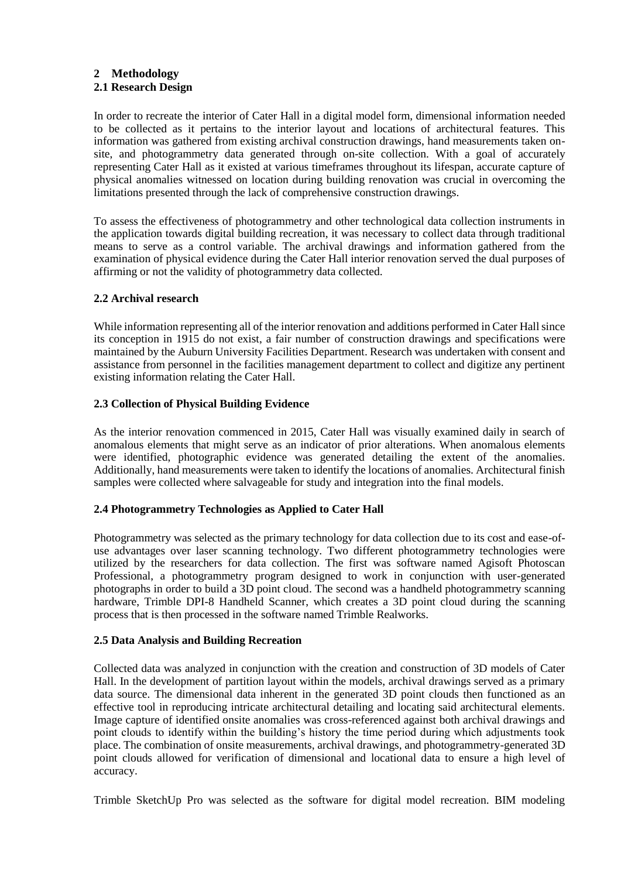## 2 Methodology

### 2.1 Research Design

In order to recreate the interior of Cater Hall in a digital model form, dimensional information needed to be collected as it pertains to the interior layout and locations of architectural features. This information was gathered from existing archival construction drawings, hand measurements taken on-site, and photogrammetry data generated through on-site collection. With a goal of accurately representing Cater Hall as it existed at various timeframes throughout its lifespan, accurate capture of physical anomalies witnessed on location during building renovation was crucial in overcoming the limitations presented through the lack of comprehensive construction drawings.

To assess the effectiveness of photogrammetry and other technological data collection instruments in the application towards digital building recreation, it was necessary to collect data through traditional means to serve as a control variable. The archival drawings and information gathered from the examination of physical evidence during the Cater Hall interior renovation served the dual purposes of affirming or not the validity of photogrammetry data collected.

### 2.2 Archival research

While information representing all of the interior renovation and additions performed in Cater Hall since its conception in 1915 do not exist, a fair number of construction drawings and specifications were maintained by the Auburn University Facilities Department. Research was undertaken with consent and assistance from personnel in the facilities management department to collect and digitize any pertinent existing information relating the Cater Hall.

### 2.3 Collection of Physical Building Evidence

As the interior renovation commenced in 2015, Cater Hall was visually examined daily in search of anomalous elements that might serve as an indicator of prior alterations. When anomalous elements were identified, photographic evidence was generated detailing the extent of the anomalies. Additionally, hand measurements were taken to identify the locations of anomalies. Architectural finish samples were collected where salvageable for study and integration into the final models.

### 2.4 Photogrammetry Technologies as Applied to Cater Hall

Photogrammetry was selected as the primary technology for data collection due to its cost and ease-of-use advantages over laser scanning technology. Two different photogrammetry technologies were utilized by the researchers for data collection. The first was software named Agisoft Photoscan Professional, a photogrammetry program designed to work in conjunction with user-generated photographs in order to build a 3D point cloud. The second was a handheld photogrammetry scanning hardware, Trimble DPI-8 Handheld Scanner, which creates a 3D point cloud during the scanning process that is then processed in the software named Trimble Realworks.

### 2.5 Data Analysis and Building Recreation

Collected data was analyzed in conjunction with the creation and construction of 3D models of Cater Hall. In the development of partition layout within the models, archival drawings served as a primary data source. The dimensional data inherent in the generated 3D point clouds then functioned as an effective tool in reproducing intricate architectural detailing and locating said architectural elements. Image capture of identified onsite anomalies was cross-referenced against both archival drawings and point clouds to identify within the building's history the time period during which adjustments took place. The combination of onsite measurements, archival drawings, and photogrammetry-generated 3D point clouds allowed for verification of dimensional and locational data to ensure a high level of accuracy.

Trimble SketchUp Pro was selected as the software for digital model recreation. BIM modeling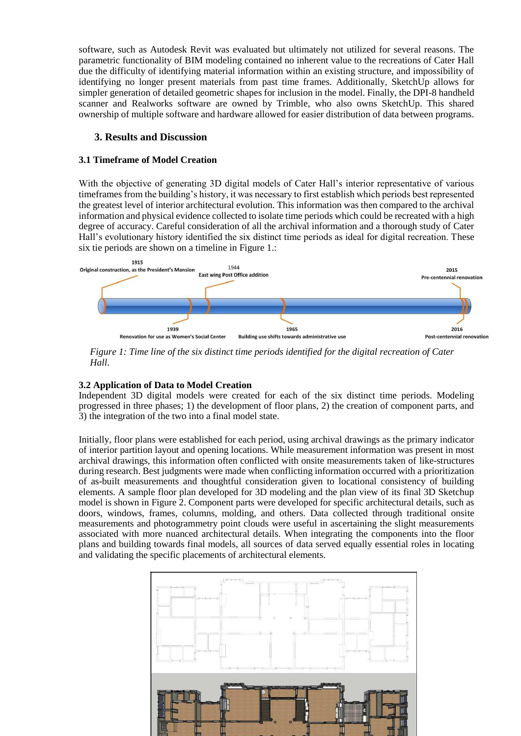software, such as Autodesk Revit was evaluated but ultimately not utilized for several reasons. The parametric functionality of BIM modeling contained no inherent value to the recreations of Cater Hall due the difficulty of identifying material information within an existing structure, and impossibility of identifying no longer present materials from past time frames. Additionally, SketchUp allows for simpler generation of detailed geometric shapes for inclusion in the model. Finally, the DPI-8 handheld scanner and Realworks software are owned by Trimble, who also owns SketchUp. This shared ownership of multiple software and hardware allowed for easier distribution of data between programs.

## 3. Results and Discussion

### 3.1 Timeframe of Model Creation

With the objective of generating 3D digital models of Cater Hall's interior representative of various timeframes from the building's history, it was necessary to first establish which periods best represented the greatest level of interior architectural evolution. This information was then compared to the archival information and physical evidence collected to isolate time periods which could be recreated with a high degree of accuracy. Careful consideration of all the archival information and a thorough study of Cater Hall's evolutionary history identified the six distinct time periods as ideal for digital recreation. These six tie periods are shown on a timeline in Figure 1.:

*Figure 1: Time line of the six distinct time periods identified for the digital recreation of Cater Hall.*

### 3.2 Application of Data to Model Creation

Independent 3D digital models were created for each of the six distinct time periods. Modeling progressed in three phases; 1) the development of floor plans, 2) the creation of component parts, and 3) the integration of the two into a final model state.

Initially, floor plans were established for each period, using archival drawings as the primary indicator of interior partition layout and opening locations. While measurement information was present in most archival drawings, this information often conflicted with onsite measurements taken of like-structures during research. Best judgments were made when conflicting information occurred with a prioritization of as-built measurements and thoughtful consideration given to locational consistency of building elements. A sample floor plan developed for 3D modeling and the plan view of its final 3D Sketchup model is shown in Figure 2. Component parts were developed for specific architectural details, such as doors, windows, frames, columns, molding, and others. Data collected through traditional onsite measurements and photogrammetry point clouds were useful in ascertaining the slight measurements associated with more nuanced architectural details. When integrating the components into the floor plans and building towards final models, all sources of data served equally essential roles in locating and validating the specific placements of architectural elements.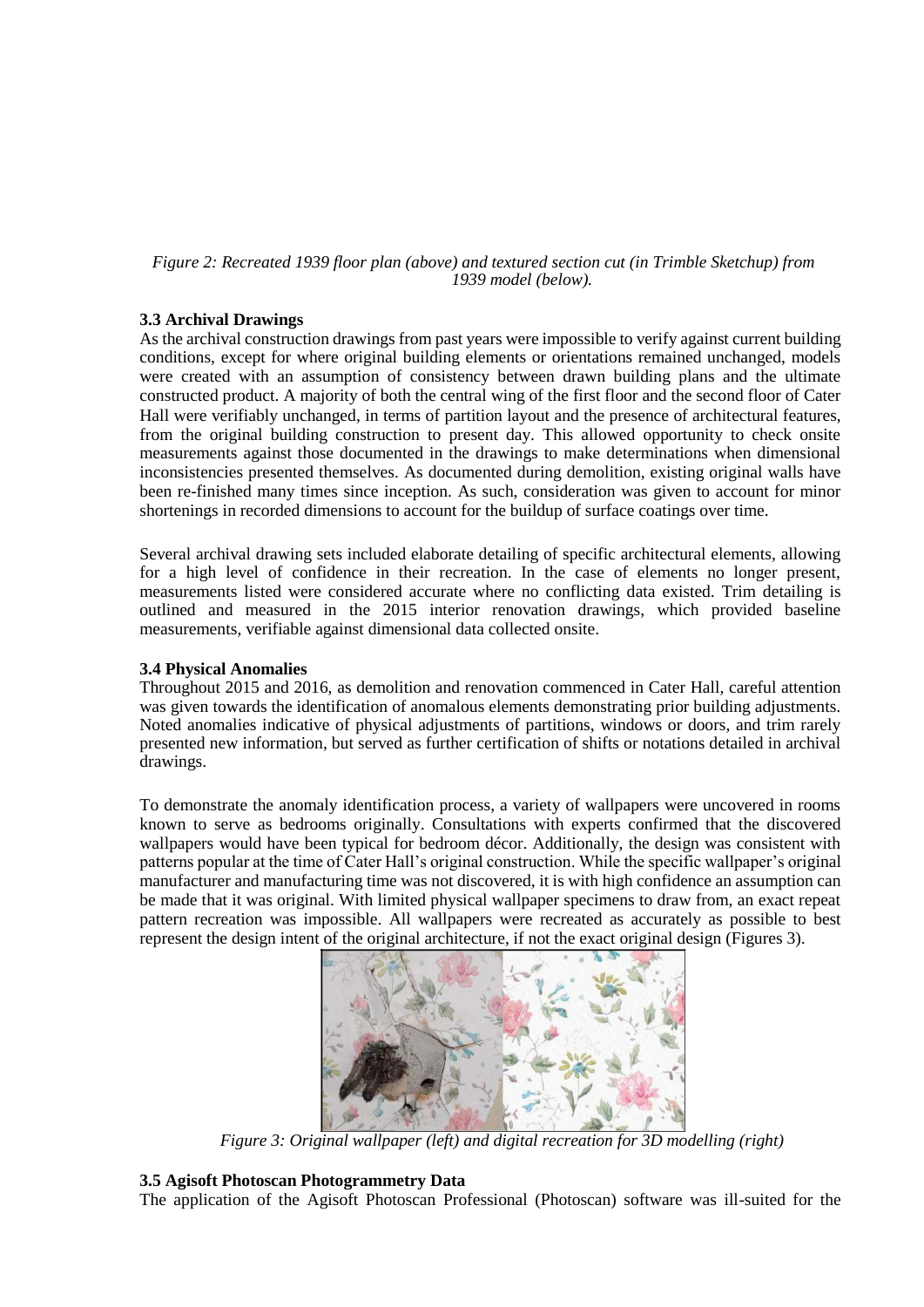*Figure 2: Recreated 1939 floor plan (above) and textured section cut (in Trimble Sketchup) from 1939 model (below).*

### 3.3 Archival Drawings

As the archival construction drawings from past years were impossible to verify against current building conditions, except for where original building elements or orientations remained unchanged, models were created with an assumption of consistency between drawn building plans and the ultimate constructed product. A majority of both the central wing of the first floor and the second floor of Cater Hall were verifiably unchanged, in terms of partition layout and the presence of architectural features, from the original building construction to present day. This allowed opportunity to check onsite measurements against those documented in the drawings to make determinations when dimensional inconsistencies presented themselves. As documented during demolition, existing original walls have been re-finished many times since inception. As such, consideration was given to account for minor shortenings in recorded dimensions to account for the buildup of surface coatings over time.

Several archival drawing sets included elaborate detailing of specific architectural elements, allowing for a high level of confidence in their recreation. In the case of elements no longer present, measurements listed were considered accurate where no conflicting data existed. Trim detailing is outlined and measured in the 2015 interior renovation drawings, which provided baseline measurements, verifiable against dimensional data collected onsite.

### 3.4 Physical Anomalies

Throughout 2015 and 2016, as demolition and renovation commenced in Cater Hall, careful attention was given towards the identification of anomalous elements demonstrating prior building adjustments. Noted anomalies indicative of physical adjustments of partitions, windows or doors, and trim rarely presented new information, but served as further certification of shifts or notations detailed in archival drawings.

To demonstrate the anomaly identification process, a variety of wallpapers were uncovered in rooms known to serve as bedrooms originally. Consultations with experts confirmed that the discovered wallpapers would have been typical for bedroom décor. Additionally, the design was consistent with patterns popular at the time of Cater Hall's original construction. While the specific wallpaper's original manufacturer and manufacturing time was not discovered, it is with high confidence an assumption can be made that it was original. With limited physical wallpaper specimens to draw from, an exact repeat pattern recreation was impossible. All wallpapers were recreated as accurately as possible to best represent the design intent of the original architecture, if not the exact original design (Figures 3).

*Figure 3: Original wallpaper (left) and digital recreation for 3D modelling (right)*

### 3.5 Agisoft Photoscan Photogrammetry Data

The application of the Agisoft Photoscan Professional (Photoscan) software was ill-suited for the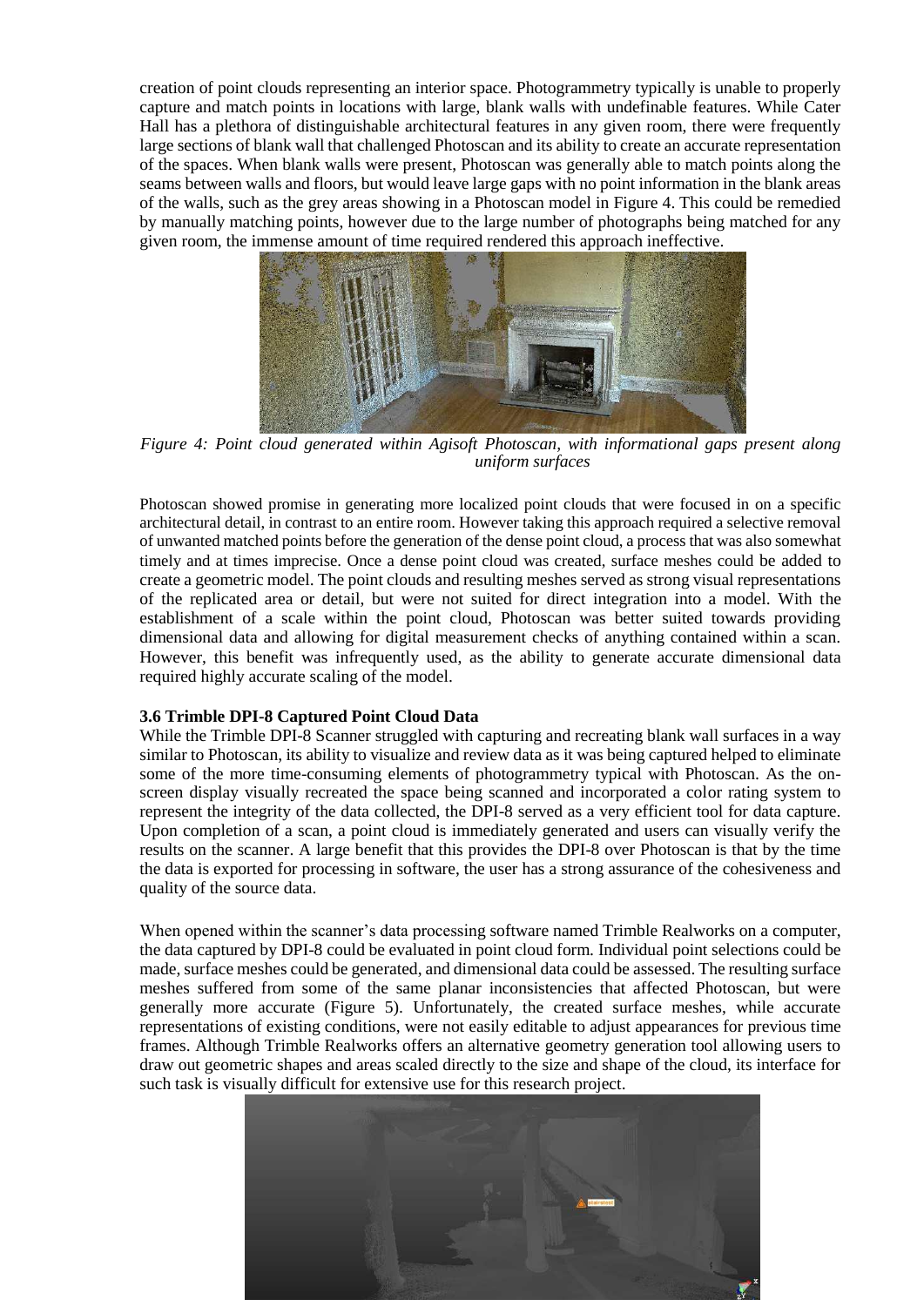creation of point clouds representing an interior space. Photogrammetry typically is unable to properly capture and match points in locations with large, blank walls with undefinable features. While Cater Hall has a plethora of distinguishable architectural features in any given room, there were frequently large sections of blank wall that challenged Photoscan and its ability to create an accurate representation of the spaces. When blank walls were present, Photoscan was generally able to match points along the seams between walls and floors, but would leave large gaps with no point information in the blank areas of the walls, such as the grey areas showing in a Photoscan model in Figure 4. This could be remedied by manually matching points, however due to the large number of photographs being matched for any given room, the immense amount of time required rendered this approach ineffective.

*Figure 4: Point cloud generated within Agisoft Photoscan, with informational gaps present along uniform surfaces*

Photoscan showed promise in generating more localized point clouds that were focused in on a specific architectural detail, in contrast to an entire room. However taking this approach required a selective removal of unwanted matched points before the generation of the dense point cloud, a process that was also somewhat timely and at times imprecise. Once a dense point cloud was created, surface meshes could be added to create a geometric model. The point clouds and resulting meshes served as strong visual representations of the replicated area or detail, but were not suited for direct integration into a model. With the establishment of a scale within the point cloud, Photoscan was better suited towards providing dimensional data and allowing for digital measurement checks of anything contained within a scan. However, this benefit was infrequently used, as the ability to generate accurate dimensional data required highly accurate scaling of the model.

### 3.6 Trimble DPI-8 Captured Point Cloud Data

While the Trimble DPI-8 Scanner struggled with capturing and recreating blank wall surfaces in a way similar to Photoscan, its ability to visualize and review data as it was being captured helped to eliminate some of the more time-consuming elements of photogrammetry typical with Photoscan. As the on-screen display visually recreated the space being scanned and incorporated a color rating system to represent the integrity of the data collected, the DPI-8 served as a very efficient tool for data capture. Upon completion of a scan, a point cloud is immediately generated and users can visually verify the results on the scanner. A large benefit that this provides the DPI-8 over Photoscan is that by the time the data is exported for processing in software, the user has a strong assurance of the cohesiveness and quality of the source data.

When opened within the scanner's data processing software named Trimble Realworks on a computer, the data captured by DPI-8 could be evaluated in point cloud form. Individual point selections could be made, surface meshes could be generated, and dimensional data could be assessed. The resulting surface meshes suffered from some of the same planar inconsistencies that affected Photoscan, but were generally more accurate (Figure 5). Unfortunately, the created surface meshes, while accurate representations of existing conditions, were not easily editable to adjust appearances for previous time frames. Although Trimble Realworks offers an alternative geometry generation tool allowing users to draw out geometric shapes and areas scaled directly to the size and shape of the cloud, its interface for such task is visually difficult for extensive use for this research project.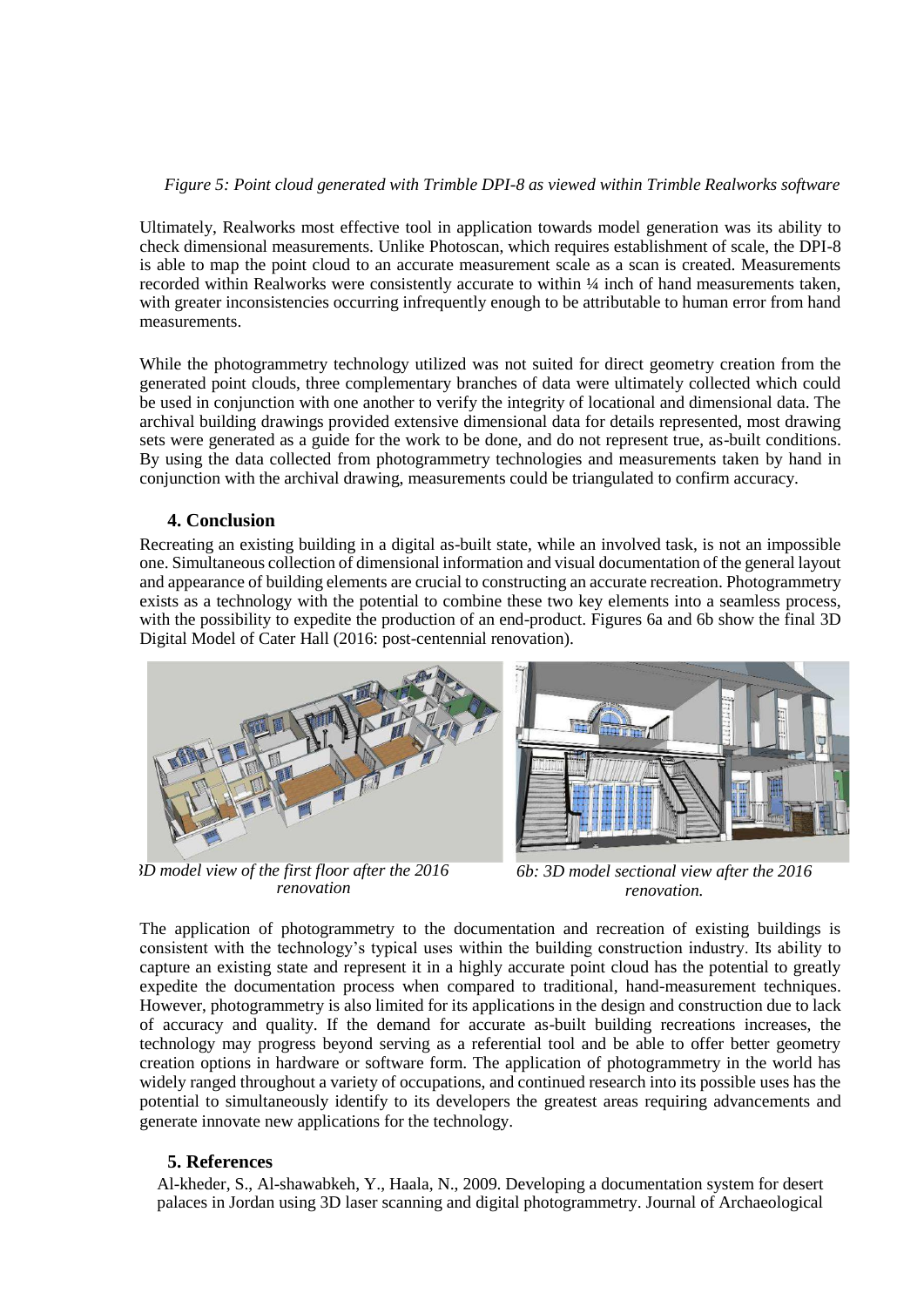*Figure 5: Point cloud generated with Trimble DPI-8 as viewed within Trimble Realworks software*

Ultimately, Realworks most effective tool in application towards model generation was its ability to check dimensional measurements. Unlike Photoscan, which requires establishment of scale, the DPI-8 is able to map the point cloud to an accurate measurement scale as a scan is created. Measurements recorded within Realworks were consistently accurate to within ¼ inch of hand measurements taken, with greater inconsistencies occurring infrequently enough to be attributable to human error from hand measurements.

While the photogrammetry technology utilized was not suited for direct geometry creation from the generated point clouds, three complementary branches of data were ultimately collected which could be used in conjunction with one another to verify the integrity of locational and dimensional data. The archival building drawings provided extensive dimensional data for details represented, most drawing sets were generated as a guide for the work to be done, and do not represent true, as-built conditions. By using the data collected from photogrammetry technologies and measurements taken by hand in conjunction with the archival drawing, measurements could be triangulated to confirm accuracy.

## 4. Conclusion

Recreating an existing building in a digital as-built state, while an involved task, is not an impossible one. Simultaneous collection of dimensional information and visual documentation of the general layout and appearance of building elements are crucial to constructing an accurate recreation. Photogrammetry exists as a technology with the potential to combine these two key elements into a seamless process, with the possibility to expedite the production of an end-product. Figures 6a and 6b show the final 3D Digital Model of Cater Hall (2016: post-centennial renovation).

*3D model view of the first floor after the 2016 renovation*

*6b: 3D model sectional view after the 2016 renovation.*

The application of photogrammetry to the documentation and recreation of existing buildings is consistent with the technology's typical uses within the building construction industry. Its ability to capture an existing state and represent it in a highly accurate point cloud has the potential to greatly expedite the documentation process when compared to traditional, hand-measurement techniques. However, photogrammetry is also limited for its applications in the design and construction due to lack of accuracy and quality. If the demand for accurate as-built building recreations increases, the technology may progress beyond serving as a referential tool and be able to offer better geometry creation options in hardware or software form. The application of photogrammetry in the world has widely ranged throughout a variety of occupations, and continued research into its possible uses has the potential to simultaneously identify to its developers the greatest areas requiring advancements and generate innovate new applications for the technology.

## 5. References

Al-kheder, S., Al-shawabkeh, Y., Haala, N., 2009. Developing a documentation system for desert palaces in Jordan using 3D laser scanning and digital photogrammetry. Journal of Archaeological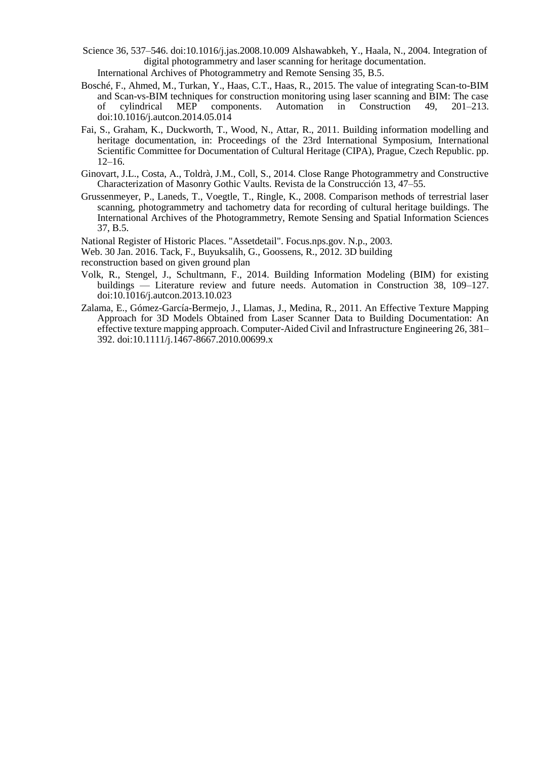Science 36, 537–546. doi:10.1016/j.jas.2008.10.009 Alshawabkeh, Y., Haala, N., 2004. Integration of digital photogrammetry and laser scanning for heritage documentation. International Archives of Photogrammetry and Remote Sensing 35, B.5.

Bosché, F., Ahmed, M., Turkan, Y., Haas, C.T., Haas, R., 2015. The value of integrating Scan-to-BIM and Scan-vs-BIM techniques for construction monitoring using laser scanning and BIM: The case of cylindrical MEP components. Automation in Construction 49, 201–213. doi:10.1016/j.autcon.2014.05.014

Fai, S., Graham, K., Duckworth, T., Wood, N., Attar, R., 2011. Building information modelling and heritage documentation, in: Proceedings of the 23rd International Symposium, International Scientific Committee for Documentation of Cultural Heritage (CIPA), Prague, Czech Republic. pp. 12–16.

Ginovart, J.L., Costa, A., Toldrà, J.M., Coll, S., 2014. Close Range Photogrammetry and Constructive Characterization of Masonry Gothic Vaults. Revista de la Construcción 13, 47–55.

Grussenmeyer, P., Laneds, T., Voegtle, T., Ringle, K., 2008. Comparison methods of terrestrial laser scanning, photogrammetry and tachometry data for recording of cultural heritage buildings. The International Archives of the Photogrammetry, Remote Sensing and Spatial Information Sciences 37, B.5.

National Register of Historic Places. "Assetdetail". Focus.nps.gov. N.p., 2003.

Web. 30 Jan. 2016. Tack, F., Buyuksalih, G., Goossens, R., 2012. 3D building reconstruction based on given ground plan

Volk, R., Stengel, J., Schultmann, F., 2014. Building Information Modeling (BIM) for existing buildings — Literature review and future needs. Automation in Construction 38, 109–127. doi:10.1016/j.autcon.2013.10.023

Zalama, E., Gómez-García-Bermejo, J., Llamas, J., Medina, R., 2011. An Effective Texture Mapping Approach for 3D Models Obtained from Laser Scanner Data to Building Documentation: An effective texture mapping approach. Computer-Aided Civil and Infrastructure Engineering 26, 381–392. doi:10.1111/j.1467-8667.2010.00699.x